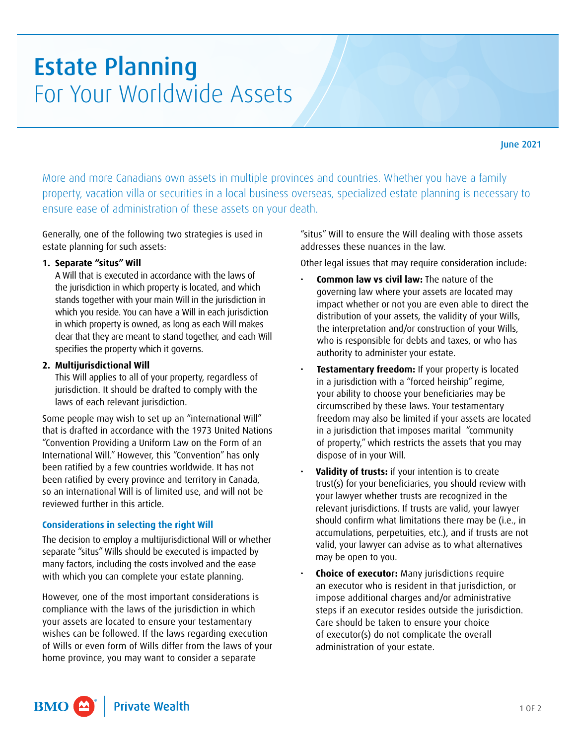# Estate Planning
## For Your Worldwide Assets

June 2021

More and more Canadians own assets in multiple provinces and countries. Whether you have a family property, vacation villa or securities in a local business overseas, specialized estate planning is necessary to ensure ease of administration of these assets on your death.

Generally, one of the following two strategies is used in estate planning for such assets:

1. **Separate "situs" Will**
   A Will that is executed in accordance with the laws of the jurisdiction in which property is located, and which stands together with your main Will in the jurisdiction in which you reside. You can have a Will in each jurisdiction in which property is owned, as long as each Will makes clear that they are meant to stand together, and each Will specifies the property which it governs.

2. **Multijurisdictional Will**
   This Will applies to all of your property, regardless of jurisdiction. It should be drafted to comply with the laws of each relevant jurisdiction.

Some people may wish to set up an "international Will" that is drafted in accordance with the 1973 United Nations "Convention Providing a Uniform Law on the Form of an International Will." However, this "Convention" has only been ratified by a few countries worldwide. It has not been ratified by every province and territory in Canada, so an international Will is of limited use, and will not be reviewed further in this article.

### Considerations in selecting the right Will

The decision to employ a multijurisdictional Will or whether separate "situs" Wills should be executed is impacted by many factors, including the costs involved and the ease with which you can complete your estate planning.

However, one of the most important considerations is compliance with the laws of the jurisdiction in which your assets are located to ensure your testamentary wishes can be followed. If the laws regarding execution of Wills or even form of Wills differ from the laws of your home province, you may want to consider a separate "situs" Will to ensure the Will dealing with those assets addresses these nuances in the law.

Other legal issues that may require consideration include:

- **Common law vs civil law:** The nature of the governing law where your assets are located may impact whether or not you are even able to direct the distribution of your assets, the validity of your Wills, the interpretation and/or construction of your Wills, who is responsible for debts and taxes, or who has authority to administer your estate.
- **Testamentary freedom:** If your property is located in a jurisdiction with a "forced heirship" regime, your ability to choose your beneficiaries may be circumscribed by these laws. Your testamentary freedom may also be limited if your assets are located in a jurisdiction that imposes marital "community of property," which restricts the assets that you may dispose of in your Will.
- **Validity of trusts:** if your intention is to create trust(s) for your beneficiaries, you should review with your lawyer whether trusts are recognized in the relevant jurisdictions. If trusts are valid, your lawyer should confirm what limitations there may be (i.e., in accumulations, perpetuities, etc.), and if trusts are not valid, your lawyer can advise as to what alternatives may be open to you.
- **Choice of executor:** Many jurisdictions require an executor who is resident in that jurisdiction, or impose additional charges and/or administrative steps if an executor resides outside the jurisdiction. Care should be taken to ensure your choice of executor(s) do not complicate the overall administration of your estate.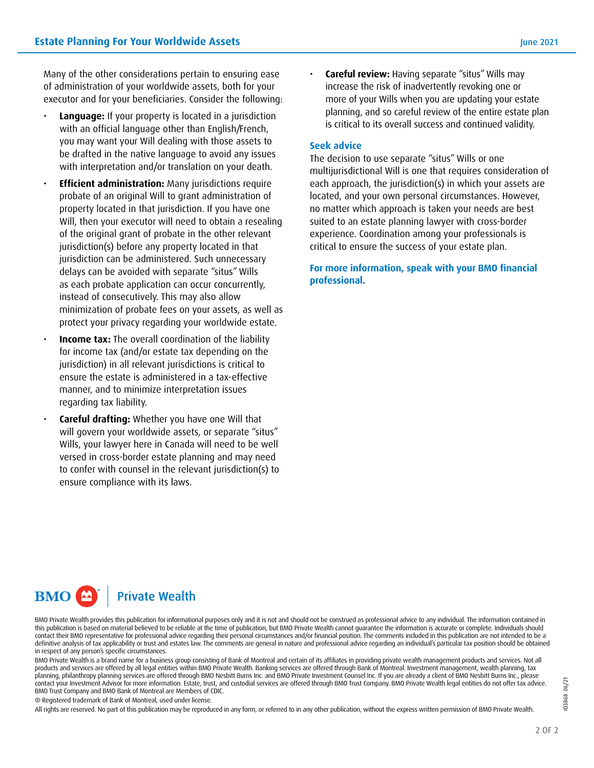Many of the other considerations pertain to ensuring ease of administration of your worldwide assets, both for your executor and for your beneficiaries. Consider the following:

- **Language:** If your property is located in a jurisdiction with an official language other than English/French, you may want your Will dealing with those assets to be drafted in the native language to avoid any issues with interpretation and/or translation on your death.
- **Efficient administration:** Many jurisdictions require probate of an original Will to grant administration of property located in that jurisdiction. If you have one Will, then your executor will need to obtain a resealing of the original grant of probate in the other relevant jurisdiction(s) before any property located in that jurisdiction can be administered. Such unnecessary delays can be avoided with separate "situs" Wills as each probate application can occur concurrently, instead of consecutively. This may also allow minimization of probate fees on your assets, as well as protect your privacy regarding your worldwide estate.
- **Income tax:** The overall coordination of the liability for income tax (and/or estate tax depending on the jurisdiction) in all relevant jurisdictions is critical to ensure the estate is administered in a tax-effective manner, and to minimize interpretation issues regarding tax liability.
- **Careful drafting:** Whether you have one Will that will govern your worldwide assets, or separate "situs" Wills, your lawyer here in Canada will need to be well versed in cross-border estate planning and may need to confer with counsel in the relevant jurisdiction(s) to ensure compliance with its laws.
- **Careful review:** Having separate "situs" Wills may increase the risk of inadvertently revoking one or more of your Wills when you are updating your estate planning, and so careful review of the entire estate plan is critical to its overall success and continued validity.

### Seek advice

The decision to use separate "situs" Wills or one multijurisdictional Will is one that requires consideration of each approach, the jurisdiction(s) in which your assets are located, and your own personal circumstances. However, no matter which approach is taken your needs are best suited to an estate planning lawyer with cross-border experience. Coordination among your professionals is critical to ensure the success of your estate plan.

**For more information, speak with your BMO financial professional.**

BMO Private Wealth

BMO Private Wealth provides this publication for informational purposes only and it is not and should not be construed as professional advice to any individual. The information contained in this publication is based on material believed to be reliable at the time of publication, but BMO Private Wealth cannot guarantee the information is accurate or complete. Individuals should contact their BMO representative for professional advice regarding their personal circumstances and/or financial position. The comments included in this publication are not intended to be a definitive analysis of tax applicability or trust and estates law. The comments are general in nature and professional advice regarding an individual's particular tax position should be obtained in respect of any person's specific circumstances.

BMO Private Wealth is a brand name for a business group consisting of Bank of Montreal and certain of its affiliates in providing private wealth management products and services. Not all products and services are offered by all legal entities within BMO Private Wealth. Banking services are offered through Bank of Montreal. Investment management, wealth planning, tax planning, philanthropy planning services are offered through BMO Nesbitt Burns Inc. and BMO Private Investment Counsel Inc. If you are already a client of BMO Nesbitt Burns Inc., please contact your Investment Advisor for more information. Estate, trust, and custodial services are offered through BMO Trust Company. BMO Private Wealth legal entities do not offer tax advice. BMO Trust Company and BMO Bank of Montreal are Members of CDIC.

® Registered trademark of Bank of Montreal, used under license.

All rights are reserved. No part of this publication may be reproduced in any form, or referred to in any other publication, without the express written permission of BMO Private Wealth.

ID3868 06/21